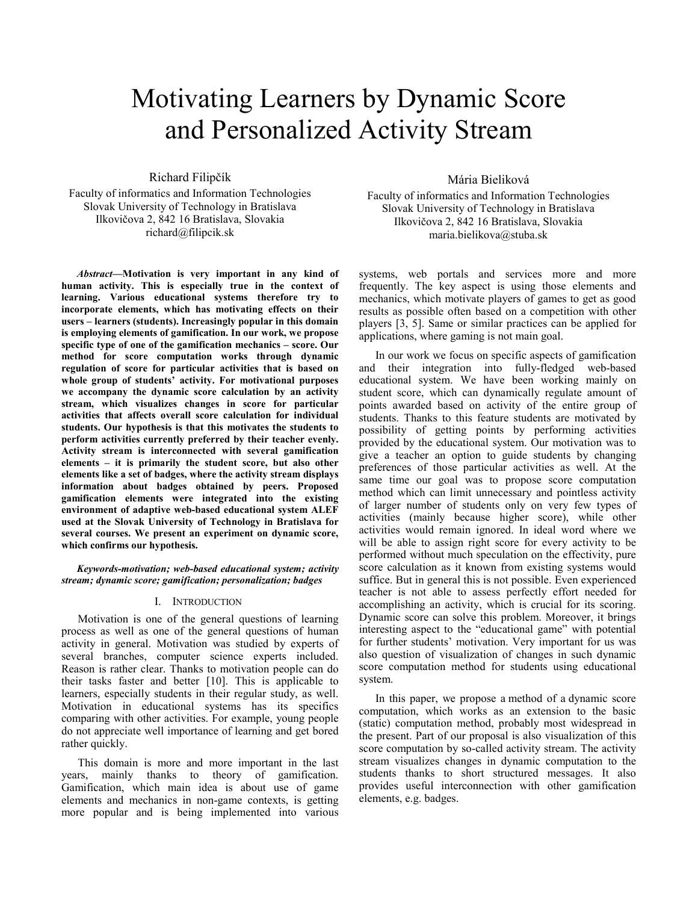# Motivating Learners by Dynamic Score and Personalized Activity Stream

Richard Filipčík
Faculty of informatics and Information Technologies
Slovak University of Technology in Bratislava
Ilkovičova 2, 842 16 Bratislava, Slovakia
richard@filipcik.sk

Mária Bieliková
Faculty of informatics and Information Technologies
Slovak University of Technology in Bratislava
Ilkovičova 2, 842 16 Bratislava, Slovakia
maria.bielikova@stuba.sk

***Abstract*—Motivation is very important in any kind of human activity. This is especially true in the context of learning. Various educational systems therefore try to incorporate elements, which has motivating effects on their users – learners (students). Increasingly popular in this domain is employing elements of gamification. In our work, we propose specific type of one of the gamification mechanics – score. Our method for score computation works through dynamic regulation of score for particular activities that is based on whole group of students' activity. For motivational purposes we accompany the dynamic score calculation by an activity stream, which visualizes changes in score for particular activities that affects overall score calculation for individual students. Our hypothesis is that this motivates the students to perform activities currently preferred by their teacher evenly. Activity stream is interconnected with several gamification elements – it is primarily the student score, but also other elements like a set of badges, where the activity stream displays information about badges obtained by peers. Proposed gamification elements were integrated into the existing environment of adaptive web-based educational system ALEF used at the Slovak University of Technology in Bratislava for several courses. We present an experiment on dynamic score, which confirms our hypothesis.**

***Keywords-motivation; web-based educational system; activity stream; dynamic score; gamification; personalization; badges***

## I. Introduction

Motivation is one of the general questions of learning process as well as one of the general questions of human activity in general. Motivation was studied by experts of several branches, computer science experts included. Reason is rather clear. Thanks to motivation people can do their tasks faster and better [10]. This is applicable to learners, especially students in their regular study, as well. Motivation in educational systems has its specifics comparing with other activities. For example, young people do not appreciate well importance of learning and get bored rather quickly.

This domain is more and more important in the last years, mainly thanks to theory of gamification. Gamification, which main idea is about use of game elements and mechanics in non-game contexts, is getting more popular and is being implemented into various systems, web portals and services more and more frequently. The key aspect is using those elements and mechanics, which motivate players of games to get as good results as possible often based on a competition with other players [3, 5]. Same or similar practices can be applied for applications, where gaming is not main goal.

In our work we focus on specific aspects of gamification and their integration into fully-fledged web-based educational system. We have been working mainly on student score, which can dynamically regulate amount of points awarded based on activity of the entire group of students. Thanks to this feature students are motivated by possibility of getting points by performing activities provided by the educational system. Our motivation was to give a teacher an option to guide students by changing preferences of those particular activities as well. At the same time our goal was to propose score computation method which can limit unnecessary and pointless activity of larger number of students only on very few types of activities (mainly because higher score), while other activities would remain ignored. In ideal word where we will be able to assign right score for every activity to be performed without much speculation on the effectivity, pure score calculation as it known from existing systems would suffice. But in general this is not possible. Even experienced teacher is not able to assess perfectly effort needed for accomplishing an activity, which is crucial for its scoring. Dynamic score can solve this problem. Moreover, it brings interesting aspect to the "educational game" with potential for further students' motivation. Very important for us was also question of visualization of changes in such dynamic score computation method for students using educational system.

In this paper, we propose a method of a dynamic score computation, which works as an extension to the basic (static) computation method, probably most widespread in the present. Part of our proposal is also visualization of this score computation by so-called activity stream. The activity stream visualizes changes in dynamic computation to the students thanks to short structured messages. It also provides useful interconnection with other gamification elements, e.g. badges.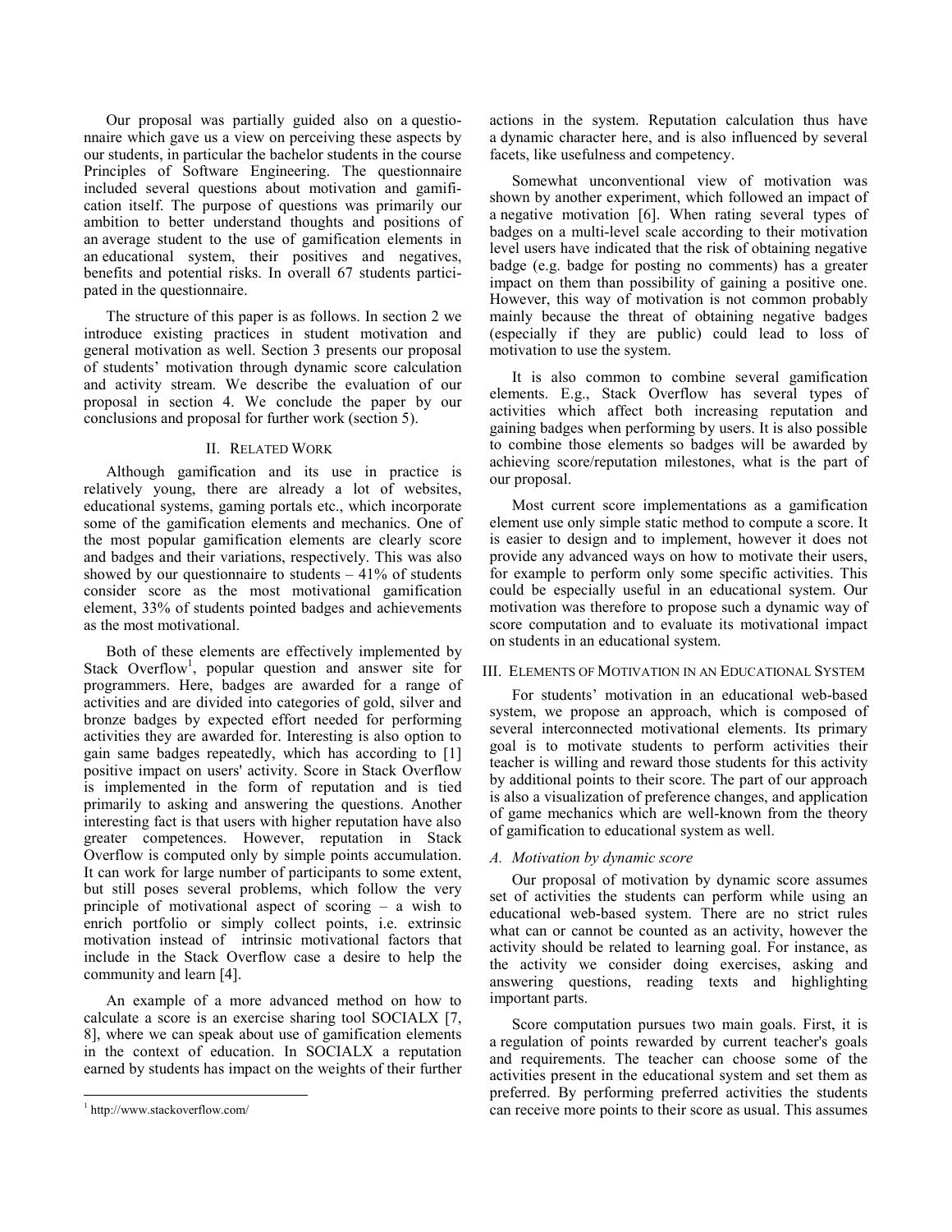Our proposal was partially guided also on a questionnaire which gave us a view on perceiving these aspects by our students, in particular the bachelor students in the course Principles of Software Engineering. The questionnaire included several questions about motivation and gamification itself. The purpose of questions was primarily our ambition to better understand thoughts and positions of an average student to the use of gamification elements in an educational system, their positives and negatives, benefits and potential risks. In overall 67 students participated in the questionnaire.

The structure of this paper is as follows. In section 2 we introduce existing practices in student motivation and general motivation as well. Section 3 presents our proposal of students' motivation through dynamic score calculation and activity stream. We describe the evaluation of our proposal in section 4. We conclude the paper by our conclusions and proposal for further work (section 5).

## II. Related Work

Although gamification and its use in practice is relatively young, there are already a lot of websites, educational systems, gaming portals etc., which incorporate some of the gamification elements and mechanics. One of the most popular gamification elements are clearly score and badges and their variations, respectively. This was also showed by our questionnaire to students – 41% of students consider score as the most motivational gamification element, 33% of students pointed badges and achievements as the most motivational.

Both of these elements are effectively implemented by Stack Overflow[1], popular question and answer site for programmers. Here, badges are awarded for a range of activities and are divided into categories of gold, silver and bronze badges by expected effort needed for performing activities they are awarded for. Interesting is also option to gain same badges repeatedly, which has according to [1] positive impact on users' activity. Score in Stack Overflow is implemented in the form of reputation and is tied primarily to asking and answering the questions. Another interesting fact is that users with higher reputation have also greater competences. However, reputation in Stack Overflow is computed only by simple points accumulation. It can work for large number of participants to some extent, but still poses several problems, which follow the very principle of motivational aspect of scoring – a wish to enrich portfolio or simply collect points, i.e. extrinsic motivation instead of intrinsic motivational factors that include in the Stack Overflow case a desire to help the community and learn [4].

An example of a more advanced method on how to calculate a score is an exercise sharing tool SOCIALX [7, 8], where we can speak about use of gamification elements in the context of education. In SOCIALX a reputation earned by students has impact on the weights of their further actions in the system. Reputation calculation thus have a dynamic character here, and is also influenced by several facets, like usefulness and competency.

Somewhat unconventional view of motivation was shown by another experiment, which followed an impact of a negative motivation [6]. When rating several types of badges on a multi-level scale according to their motivation level users have indicated that the risk of obtaining negative badge (e.g. badge for posting no comments) has a greater impact on them than possibility of gaining a positive one. However, this way of motivation is not common probably mainly because the threat of obtaining negative badges (especially if they are public) could lead to loss of motivation to use the system.

It is also common to combine several gamification elements. E.g., Stack Overflow has several types of activities which affect both increasing reputation and gaining badges when performing by users. It is also possible to combine those elements so badges will be awarded by achieving score/reputation milestones, what is the part of our proposal.

Most current score implementations as a gamification element use only simple static method to compute a score. It is easier to design and to implement, however it does not provide any advanced ways on how to motivate their users, for example to perform only some specific activities. This could be especially useful in an educational system. Our motivation was therefore to propose such a dynamic way of score computation and to evaluate its motivational impact on students in an educational system.

## III. Elements of Motivation in an Educational System

For students' motivation in an educational web-based system, we propose an approach, which is composed of several interconnected motivational elements. Its primary goal is to motivate students to perform activities their teacher is willing and reward those students for this activity by additional points to their score. The part of our approach is also a visualization of preference changes, and application of game mechanics which are well-known from the theory of gamification to educational system as well.

### A. Motivation by dynamic score

Our proposal of motivation by dynamic score assumes set of activities the students can perform while using an educational web-based system. There are no strict rules what can or cannot be counted as an activity, however the activity should be related to learning goal. For instance, as the activity we consider doing exercises, asking and answering questions, reading texts and highlighting important parts.

Score computation pursues two main goals. First, it is a regulation of points rewarded by current teacher's goals and requirements. The teacher can choose some of the activities present in the educational system and set them as preferred. By performing preferred activities the students can receive more points to their score as usual. This assumes

[1] http://www.stackoverflow.com/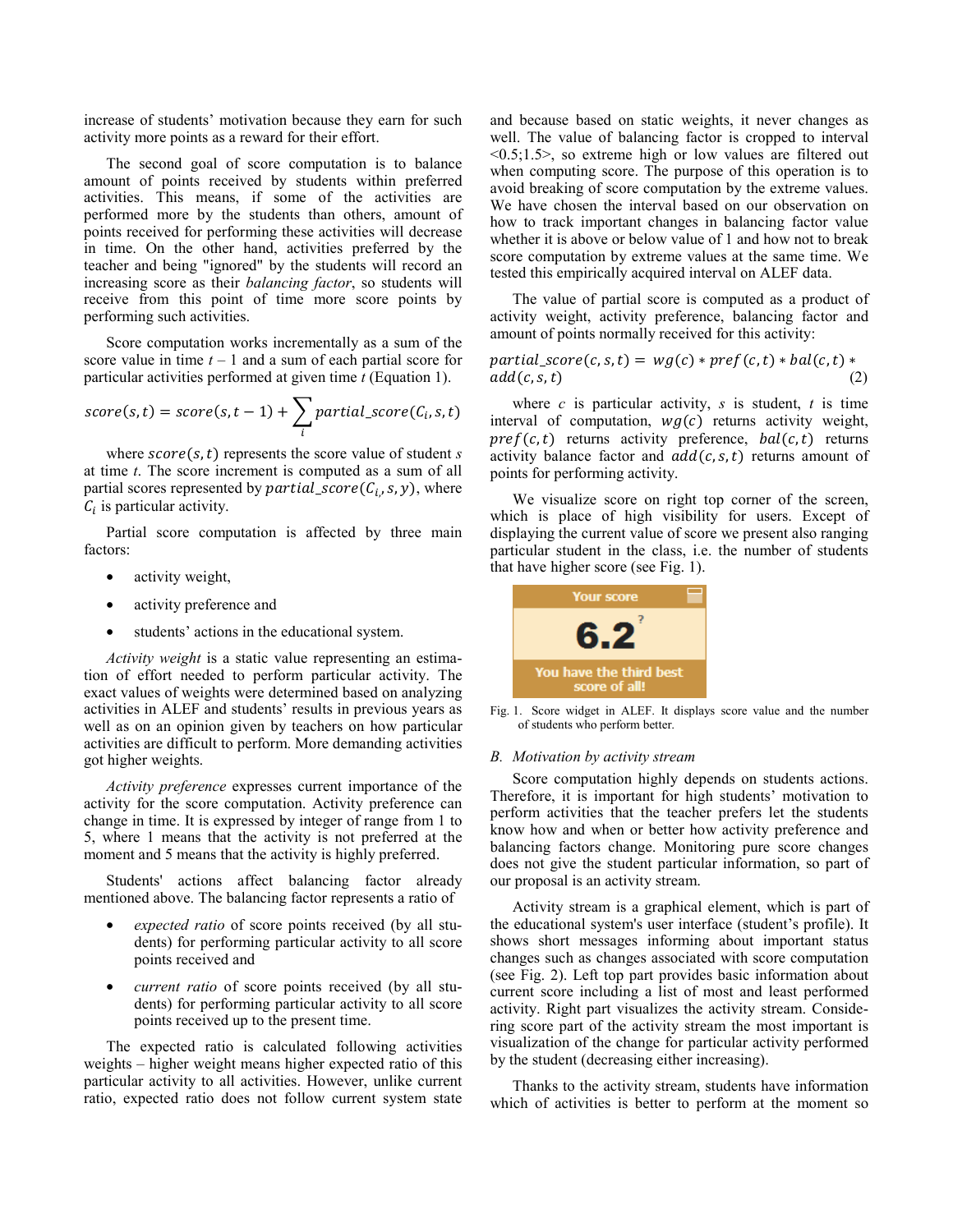increase of students' motivation because they earn for such activity more points as a reward for their effort.

The second goal of score computation is to balance amount of points received by students within preferred activities. This means, if some of the activities are performed more by the students than others, amount of points received for performing these activities will decrease in time. On the other hand, activities preferred by the teacher and being "ignored" by the students will record an increasing score as their *balancing factor*, so students will receive from this point of time more score points by performing such activities.

Score computation works incrementally as a sum of the score value in time $t - 1$ and a sum of each partial score for particular activities performed at given time $t$ (Equation 1).

$$score(s,t) = score(s,t-1) + \sum_i partial\_score(C_i,s,t)$$

where $score(s,t)$ represents the score value of student $s$ at time $t$. The score increment is computed as a sum of all partial scores represented by $partial\_score(C_i,s,y)$, where $C_i$ is particular activity.

Partial score computation is affected by three main factors:

- activity weight,
- activity preference and
- students' actions in the educational system.

*Activity weight* is a static value representing an estimation of effort needed to perform particular activity. The exact values of weights were determined based on analyzing activities in ALEF and students' results in previous years as well as on an opinion given by teachers on how particular activities are difficult to perform. More demanding activities got higher weights.

*Activity preference* expresses current importance of the activity for the score computation. Activity preference can change in time. It is expressed by integer of range from 1 to 5, where 1 means that the activity is not preferred at the moment and 5 means that the activity is highly preferred.

Students' actions affect balancing factor already mentioned above. The balancing factor represents a ratio of

- *expected ratio* of score points received (by all students) for performing particular activity to all score points received and
- *current ratio* of score points received (by all students) for performing particular activity to all score points received up to the present time.

The expected ratio is calculated following activities weights – higher weight means higher expected ratio of this particular activity to all activities. However, unlike current ratio, expected ratio does not follow current system state and because based on static weights, it never changes as well. The value of balancing factor is cropped to interval <0.5;1.5>, so extreme high or low values are filtered out when computing score. The purpose of this operation is to avoid breaking of score computation by the extreme values. We have chosen the interval based on our observation on how to track important changes in balancing factor value whether it is above or below value of 1 and how not to break score computation by extreme values at the same time. We tested this empirically acquired interval on ALEF data.

The value of partial score is computed as a product of activity weight, activity preference, balancing factor and amount of points normally received for this activity:

$$partial\_score(c,s,t) = wg(c) * pref(c,t) * bal(c,t) * add(c,s,t) \quad (2)$$

where $c$ is particular activity, $s$ is student, $t$ is time interval of computation, $wg(c)$ returns activity weight, $pref(c,t)$ returns activity preference, $bal(c,t)$ returns activity balance factor and $add(c,s,t)$ returns amount of points for performing activity.

We visualize score on right top corner of the screen, which is place of high visibility for users. Except of displaying the current value of score we present also ranging particular student in the class, i.e. the number of students that have higher score (see Fig. 1).

Fig. 1. Score widget in ALEF. It displays score value and the number of students who perform better.

### B. Motivation by activity stream

Score computation highly depends on students actions. Therefore, it is important for high students' motivation to perform activities that the teacher prefers let the students know how and when or better how activity preference and balancing factors change. Monitoring pure score changes does not give the student particular information, so part of our proposal is an activity stream.

Activity stream is a graphical element, which is part of the educational system's user interface (student's profile). It shows short messages informing about important status changes such as changes associated with score computation (see Fig. 2). Left top part provides basic information about current score including a list of most and least performed activity. Right part visualizes the activity stream. Considering score part of the activity stream the most important is visualization of the change for particular activity performed by the student (decreasing either increasing).

Thanks to the activity stream, students have information which of activities is better to perform at the moment so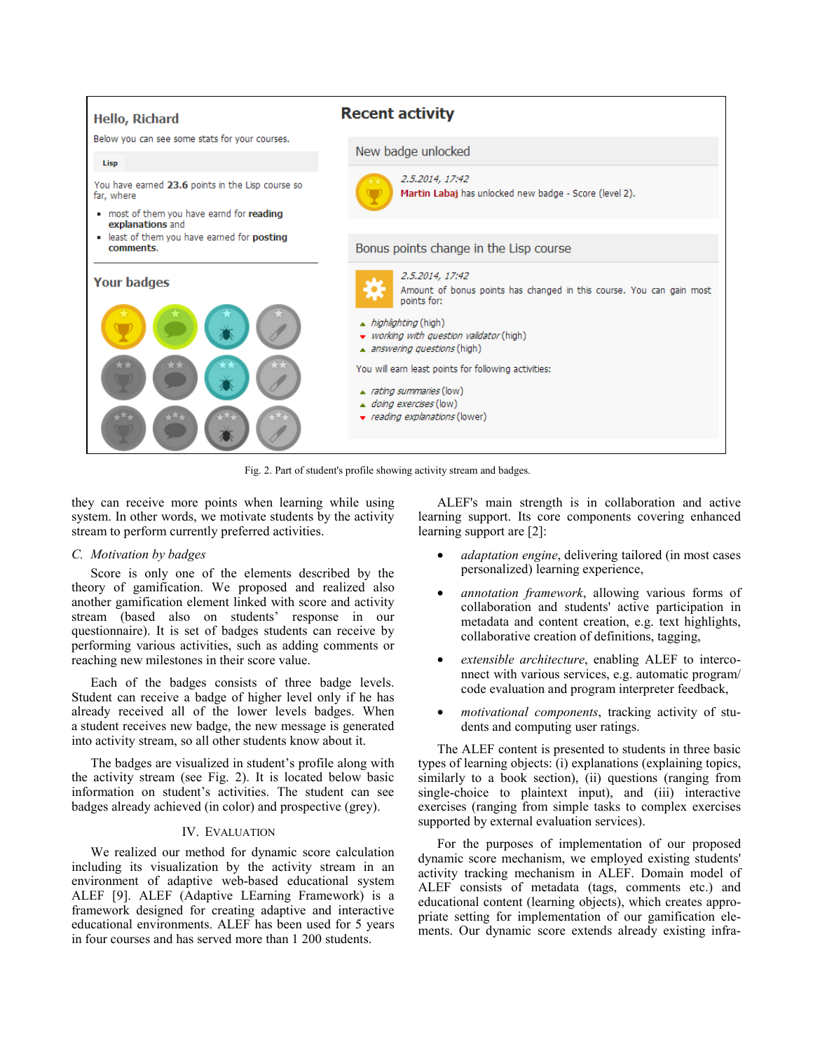Fig. 2. Part of student's profile showing activity stream and badges.

they can receive more points when learning while using system. In other words, we motivate students by the activity stream to perform currently preferred activities.

### C. Motivation by badges

Score is only one of the elements described by the theory of gamification. We proposed and realized also another gamification element linked with score and activity stream (based also on students' response in our questionnaire). It is set of badges students can receive by performing various activities, such as adding comments or reaching new milestones in their score value.

Each of the badges consists of three badge levels. Student can receive a badge of higher level only if he has already received all of the lower levels badges. When a student receives new badge, the new message is generated into activity stream, so all other students know about it.

The badges are visualized in student's profile along with the activity stream (see Fig. 2). It is located below basic information on student's activities. The student can see badges already achieved (in color) and prospective (grey).

## IV. Evaluation

We realized our method for dynamic score calculation including its visualization by the activity stream in an environment of adaptive web-based educational system ALEF [9]. ALEF (Adaptive LEarning Framework) is a framework designed for creating adaptive and interactive educational environments. ALEF has been used for 5 years in four courses and has served more than 1 200 students.

ALEF's main strength is in collaboration and active learning support. Its core components covering enhanced learning support are [2]:

- *adaptation engine*, delivering tailored (in most cases personalized) learning experience,
- *annotation framework*, allowing various forms of collaboration and students' active participation in metadata and content creation, e.g. text highlights, collaborative creation of definitions, tagging,
- *extensible architecture*, enabling ALEF to interconnect with various services, e.g. automatic program/code evaluation and program interpreter feedback,
- *motivational components*, tracking activity of students and computing user ratings.

The ALEF content is presented to students in three basic types of learning objects: (i) explanations (explaining topics, similarly to a book section), (ii) questions (ranging from single-choice to plaintext input), and (iii) interactive exercises (ranging from simple tasks to complex exercises supported by external evaluation services).

For the purposes of implementation of our proposed dynamic score mechanism, we employed existing students' activity tracking mechanism in ALEF. Domain model of ALEF consists of metadata (tags, comments etc.) and educational content (learning objects), which creates appropriate setting for implementation of our gamification elements. Our dynamic score extends already existing infra-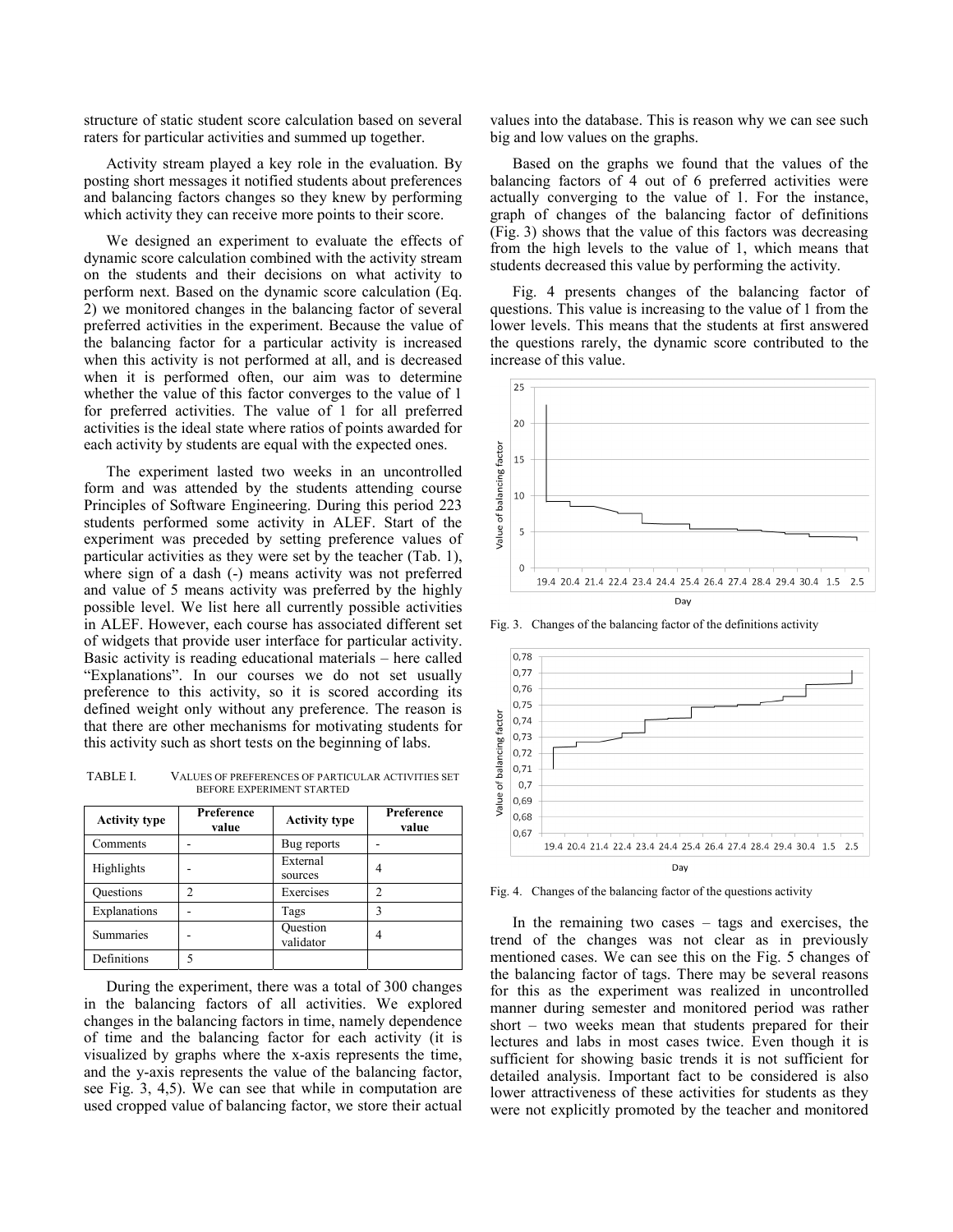structure of static student score calculation based on several raters for particular activities and summed up together.

Activity stream played a key role in the evaluation. By posting short messages it notified students about preferences and balancing factors changes so they knew by performing which activity they can receive more points to their score.

We designed an experiment to evaluate the effects of dynamic score calculation combined with the activity stream on the students and their decisions on what activity to perform next. Based on the dynamic score calculation (Eq. 2) we monitored changes in the balancing factor of several preferred activities in the experiment. Because the value of the balancing factor for a particular activity is increased when this activity is not performed at all, and is decreased when it is performed often, our aim was to determine whether the value of this factor converges to the value of 1 for preferred activities. The value of 1 for all preferred activities is the ideal state where ratios of points awarded for each activity by students are equal with the expected ones.

The experiment lasted two weeks in an uncontrolled form and was attended by the students attending course Principles of Software Engineering. During this period 223 students performed some activity in ALEF. Start of the experiment was preceded by setting preference values of particular activities as they were set by the teacher (Tab. 1), where sign of a dash (-) means activity was not preferred and value of 5 means activity was preferred by the highly possible level. We list here all currently possible activities in ALEF. However, each course has associated different set of widgets that provide user interface for particular activity. Basic activity is reading educational materials – here called "Explanations". In our courses we do not set usually preference to this activity, so it is scored according its defined weight only without any preference. The reason is that there are other mechanisms for motivating students for this activity such as short tests on the beginning of labs.

TABLE I. VALUES OF PREFERENCES OF PARTICULAR ACTIVITIES SET BEFORE EXPERIMENT STARTED

| Activity type | Preference value | Activity type | Preference value |
|---|---|---|---|
| Comments | - | Bug reports | - |
| Highlights | - | External sources | 4 |
| Questions | 2 | Exercises | 2 |
| Explanations | - | Tags | 3 |
| Summaries | - | Question validator | 4 |
| Definitions | 5 | | |

During the experiment, there was a total of 300 changes in the balancing factors of all activities. We explored changes in the balancing factors in time, namely dependence of time and the balancing factor for each activity (it is visualized by graphs where the x-axis represents the time, and the y-axis represents the value of the balancing factor, see Fig. 3, 4,5). We can see that while in computation are used cropped value of balancing factor, we store their actual values into the database. This is reason why we can see such big and low values on the graphs.

Based on the graphs we found that the values of the balancing factors of 4 out of 6 preferred activities were actually converging to the value of 1. For the instance, graph of changes of the balancing factor of definitions (Fig. 3) shows that the value of this factors was decreasing from the high levels to the value of 1, which means that students decreased this value by performing the activity.

Fig. 4 presents changes of the balancing factor of questions. This value is increasing to the value of 1 from the lower levels. This means that the students at first answered the questions rarely, the dynamic score contributed to the increase of this value.

Fig. 3. Changes of the balancing factor of the definitions activity

Fig. 4. Changes of the balancing factor of the questions activity

In the remaining two cases – tags and exercises, the trend of the changes was not clear as in previously mentioned cases. We can see this on the Fig. 5 changes of the balancing factor of tags. There may be several reasons for this as the experiment was realized in uncontrolled manner during semester and monitored period was rather short – two weeks mean that students prepared for their lectures and labs in most cases twice. Even though it is sufficient for showing basic trends it is not sufficient for detailed analysis. Important fact to be considered is also lower attractiveness of these activities for students as they were not explicitly promoted by the teacher and monitored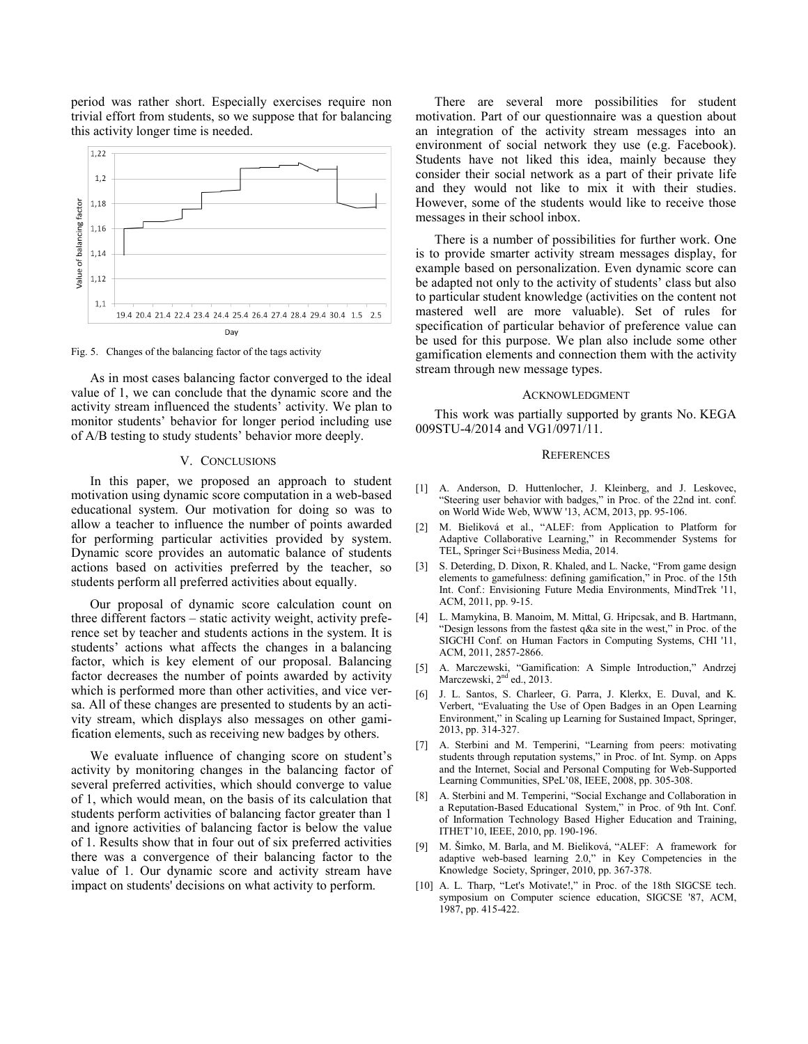period was rather short. Especially exercises require non trivial effort from students, so we suppose that for balancing this activity longer time is needed.

1,22
1,2
1,18
1,16
1,14
1,12
1,1
Value of balancing factor
19.4 20.4 21.4 22.4 23.4 24.4 25.4 26.4 27.4 28.4 29.4 30.4 1.5 2.5
Day

Fig. 5. Changes of the balancing factor of the tags activity

As in most cases balancing factor converged to the ideal value of 1, we can conclude that the dynamic score and the activity stream influenced the students' activity. We plan to monitor students' behavior for longer period including use of A/B testing to study students' behavior more deeply.

## V. CONCLUSIONS

In this paper, we proposed an approach to student motivation using dynamic score computation in a web-based educational system. Our motivation for doing so was to allow a teacher to influence the number of points awarded for performing particular activities provided by system. Dynamic score provides an automatic balance of students actions based on activities preferred by the teacher, so students perform all preferred activities about equally.

Our proposal of dynamic score calculation count on three different factors – static activity weight, activity preference set by teacher and students actions in the system. It is students' actions what affects the changes in a balancing factor, which is key element of our proposal. Balancing factor decreases the number of points awarded by activity which is performed more than other activities, and vice versa. All of these changes are presented to students by an activity stream, which displays also messages on other gamification elements, such as receiving new badges by others.

We evaluate influence of changing score on student's activity by monitoring changes in the balancing factor of several preferred activities, which should converge to value of 1, which would mean, on the basis of its calculation that students perform activities of balancing factor greater than 1 and ignore activities of balancing factor is below the value of 1. Results show that in four out of six preferred activities there was a convergence of their balancing factor to the value of 1. Our dynamic score and activity stream have impact on students' decisions on what activity to perform.

There are several more possibilities for student motivation. Part of our questionnaire was a question about an integration of the activity stream messages into an environment of social network they use (e.g. Facebook). Students have not liked this idea, mainly because they consider their social network as a part of their private life and they would not like to mix it with their studies. However, some of the students would like to receive those messages in their school inbox.

There is a number of possibilities for further work. One is to provide smarter activity stream messages display, for example based on personalization. Even dynamic score can be adapted not only to the activity of students' class but also to particular student knowledge (activities on the content not mastered well are more valuable). Set of rules for specification of particular behavior of preference value can be used for this purpose. We plan also include some other gamification elements and connection them with the activity stream through new message types.

## ACKNOWLEDGMENT

This work was partially supported by grants No. KEGA 009STU-4/2014 and VG1/0971/11.

## REFERENCES

[1] A. Anderson, D. Huttenlocher, J. Kleinberg, and J. Leskovec, "Steering user behavior with badges," in Proc. of the 22nd int. conf. on World Wide Web, WWW '13, ACM, 2013, pp. 95-106.

[2] M. Bieliková et al., "ALEF: from Application to Platform for Adaptive Collaborative Learning," in Recommender Systems for TEL, Springer Sci+Business Media, 2014.

[3] S. Deterding, D. Dixon, R. Khaled, and L. Nacke, "From game design elements to gamefulness: defining gamification," in Proc. of the 15th Int. Conf.: Envisioning Future Media Environments, MindTrek '11, ACM, 2011, pp. 9-15.

[4] L. Mamykina, B. Manoim, M. Mittal, G. Hripcsak, and B. Hartmann, "Design lessons from the fastest q&a site in the west," in Proc. of the SIGCHI Conf. on Human Factors in Computing Systems, CHI '11, ACM, 2011, 2857-2866.

[5] A. Marczewski, "Gamification: A Simple Introduction," Andrzej Marczewski, 2nd ed., 2013.

[6] J. L. Santos, S. Charleer, G. Parra, J. Klerkx, E. Duval, and K. Verbert, "Evaluating the Use of Open Badges in an Open Learning Environment," in Scaling up Learning for Sustained Impact, Springer, 2013, pp. 314-327.

[7] A. Sterbini and M. Temperini, "Learning from peers: motivating students through reputation systems," in Proc. of Int. Symp. on Apps and the Internet, Social and Personal Computing for Web-Supported Learning Communities, SPeL'08, IEEE, 2008, pp. 305-308.

[8] A. Sterbini and M. Temperini, "Social Exchange and Collaboration in a Reputation-Based Educational System," in Proc. of 9th Int. Conf. of Information Technology Based Higher Education and Training, ITHET'10, IEEE, 2010, pp. 190-196.

[9] M. Šimko, M. Barla, and M. Bieliková, "ALEF: A framework for adaptive web-based learning 2.0," in Key Competencies in the Knowledge Society, Springer, 2010, pp. 367-378.

[10] A. L. Tharp, "Let's Motivate!," in Proc. of the 18th SIGCSE tech. symposium on Computer science education, SIGCSE '87, ACM, 1987, pp. 415-422.